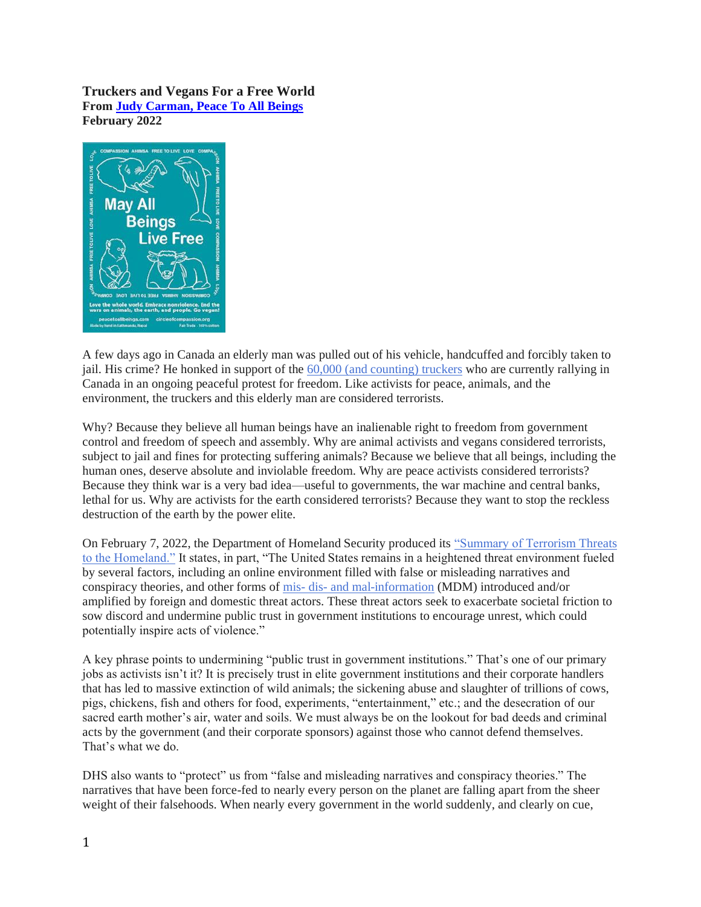**Truckers and Vegans For a Free World**
**From [Judy Carman, Peace To All Beings]**
**February 2022**

A few days ago in Canada an elderly man was pulled out of his vehicle, handcuffed and forcibly taken to jail. His crime? He honked in support of the [60,000 (and counting) truckers] who are currently rallying in Canada in an ongoing peaceful protest for freedom. Like activists for peace, animals, and the environment, the truckers and this elderly man are considered terrorists.

Why? Because they believe all human beings have an inalienable right to freedom from government control and freedom of speech and assembly. Why are animal activists and vegans considered terrorists, subject to jail and fines for protecting suffering animals? Because we believe that all beings, including the human ones, deserve absolute and inviolable freedom. Why are peace activists considered terrorists? Because they think war is a very bad idea—useful to governments, the war machine and central banks, lethal for us. Why are activists for the earth considered terrorists? Because they want to stop the reckless destruction of the earth by the power elite.

On February 7, 2022, the Department of Homeland Security produced its ["Summary of Terrorism Threats to the Homeland."] It states, in part, "The United States remains in a heightened threat environment fueled by several factors, including an online environment filled with false or misleading narratives and conspiracy theories, and other forms of [mis- dis- and mal-information] (MDM) introduced and/or amplified by foreign and domestic threat actors. These threat actors seek to exacerbate societal friction to sow discord and undermine public trust in government institutions to encourage unrest, which could potentially inspire acts of violence."

A key phrase points to undermining "public trust in government institutions." That's one of our primary jobs as activists isn't it? It is precisely trust in elite government institutions and their corporate handlers that has led to massive extinction of wild animals; the sickening abuse and slaughter of trillions of cows, pigs, chickens, fish and others for food, experiments, "entertainment," etc.; and the desecration of our sacred earth mother's air, water and soils. We must always be on the lookout for bad deeds and criminal acts by the government (and their corporate sponsors) against those who cannot defend themselves. That's what we do.

DHS also wants to "protect" us from "false and misleading narratives and conspiracy theories." The narratives that have been force-fed to nearly every person on the planet are falling apart from the sheer weight of their falsehoods. When nearly every government in the world suddenly, and clearly on cue,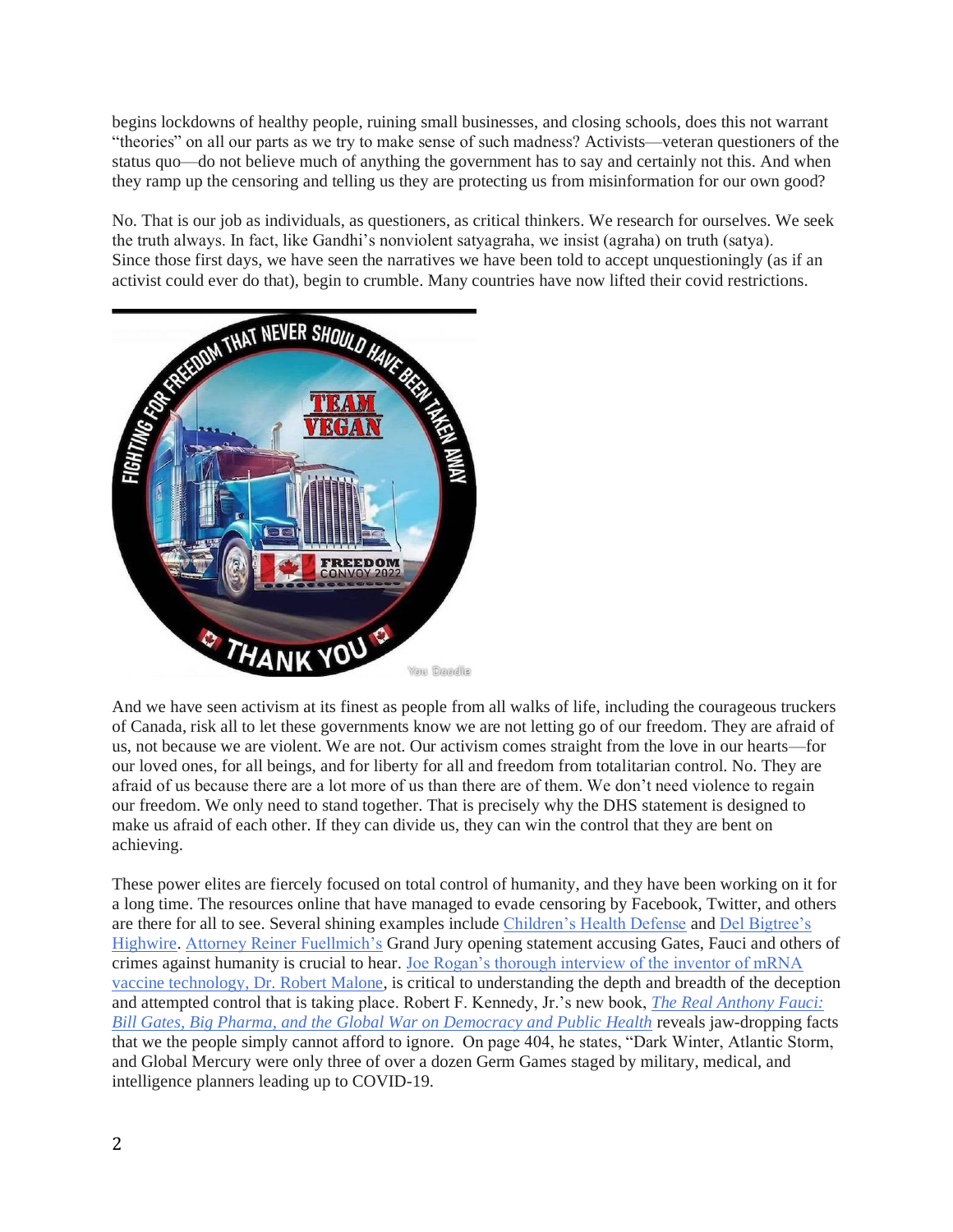begins lockdowns of healthy people, ruining small businesses, and closing schools, does this not warrant "theories" on all our parts as we try to make sense of such madness? Activists—veteran questioners of the status quo—do not believe much of anything the government has to say and certainly not this. And when they ramp up the censoring and telling us they are protecting us from misinformation for our own good?

No. That is our job as individuals, as questioners, as critical thinkers. We research for ourselves. We seek the truth always. In fact, like Gandhi's nonviolent satyagraha, we insist (agraha) on truth (satya). Since those first days, we have seen the narratives we have been told to accept unquestioningly (as if an activist could ever do that), begin to crumble. Many countries have now lifted their covid restrictions.

And we have seen activism at its finest as people from all walks of life, including the courageous truckers of Canada, risk all to let these governments know we are not letting go of our freedom. They are afraid of us, not because we are violent. We are not. Our activism comes straight from the love in our hearts—for our loved ones, for all beings, and for liberty for all and freedom from totalitarian control. No. They are afraid of us because there are a lot more of us than there are of them. We don't need violence to regain our freedom. We only need to stand together. That is precisely why the DHS statement is designed to make us afraid of each other. If they can divide us, they can win the control that they are bent on achieving.

These power elites are fiercely focused on total control of humanity, and they have been working on it for a long time. The resources online that have managed to evade censoring by Facebook, Twitter, and others are there for all to see. Several shining examples include Children's Health Defense and Del Bigtree's Highwire. Attorney Reiner Fuellmich's Grand Jury opening statement accusing Gates, Fauci and others of crimes against humanity is crucial to hear. Joe Rogan's thorough interview of the inventor of mRNA vaccine technology, Dr. Robert Malone, is critical to understanding the depth and breadth of the deception and attempted control that is taking place. Robert F. Kennedy, Jr.'s new book, *The Real Anthony Fauci: Bill Gates, Big Pharma, and the Global War on Democracy and Public Health* reveals jaw-dropping facts that we the people simply cannot afford to ignore. On page 404, he states, "Dark Winter, Atlantic Storm, and Global Mercury were only three of over a dozen Germ Games staged by military, medical, and intelligence planners leading up to COVID-19.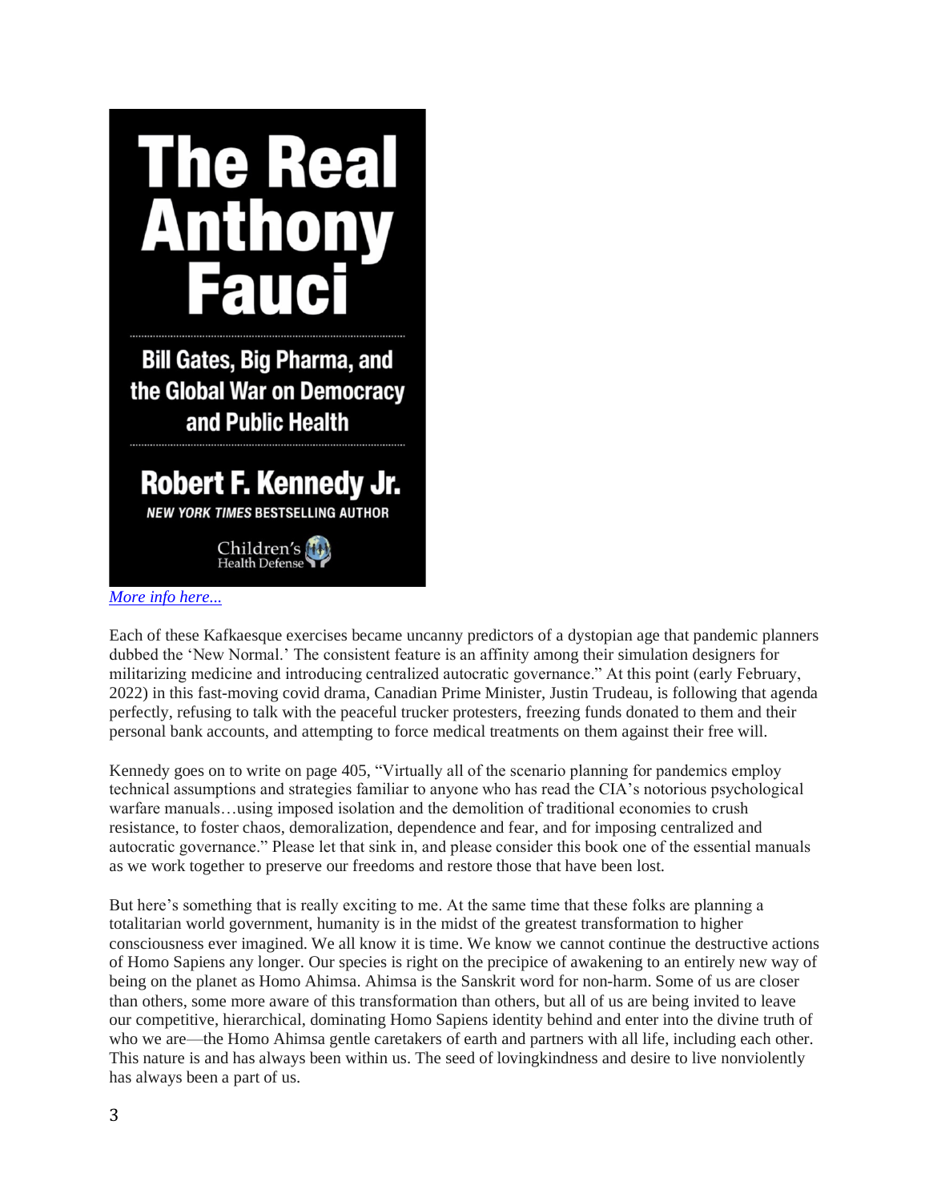The Real Anthony Fauci

Bill Gates, Big Pharma, and the Global War on Democracy and Public Health

Robert F. Kennedy Jr.

*NEW YORK TIMES* BESTSELLING AUTHOR

Children's Health Defense

*More info here...*

Each of these Kafkaesque exercises became uncanny predictors of a dystopian age that pandemic planners dubbed the 'New Normal.' The consistent feature is an affinity among their simulation designers for militarizing medicine and introducing centralized autocratic governance." At this point (early February, 2022) in this fast-moving covid drama, Canadian Prime Minister, Justin Trudeau, is following that agenda perfectly, refusing to talk with the peaceful trucker protesters, freezing funds donated to them and their personal bank accounts, and attempting to force medical treatments on them against their free will.

Kennedy goes on to write on page 405, "Virtually all of the scenario planning for pandemics employ technical assumptions and strategies familiar to anyone who has read the CIA's notorious psychological warfare manuals…using imposed isolation and the demolition of traditional economies to crush resistance, to foster chaos, demoralization, dependence and fear, and for imposing centralized and autocratic governance." Please let that sink in, and please consider this book one of the essential manuals as we work together to preserve our freedoms and restore those that have been lost.

But here's something that is really exciting to me. At the same time that these folks are planning a totalitarian world government, humanity is in the midst of the greatest transformation to higher consciousness ever imagined. We all know it is time. We know we cannot continue the destructive actions of Homo Sapiens any longer. Our species is right on the precipice of awakening to an entirely new way of being on the planet as Homo Ahimsa. Ahimsa is the Sanskrit word for non-harm. Some of us are closer than others, some more aware of this transformation than others, but all of us are being invited to leave our competitive, hierarchical, dominating Homo Sapiens identity behind and enter into the divine truth of who we are—the Homo Ahimsa gentle caretakers of earth and partners with all life, including each other. This nature is and has always been within us. The seed of lovingkindness and desire to live nonviolently has always been a part of us.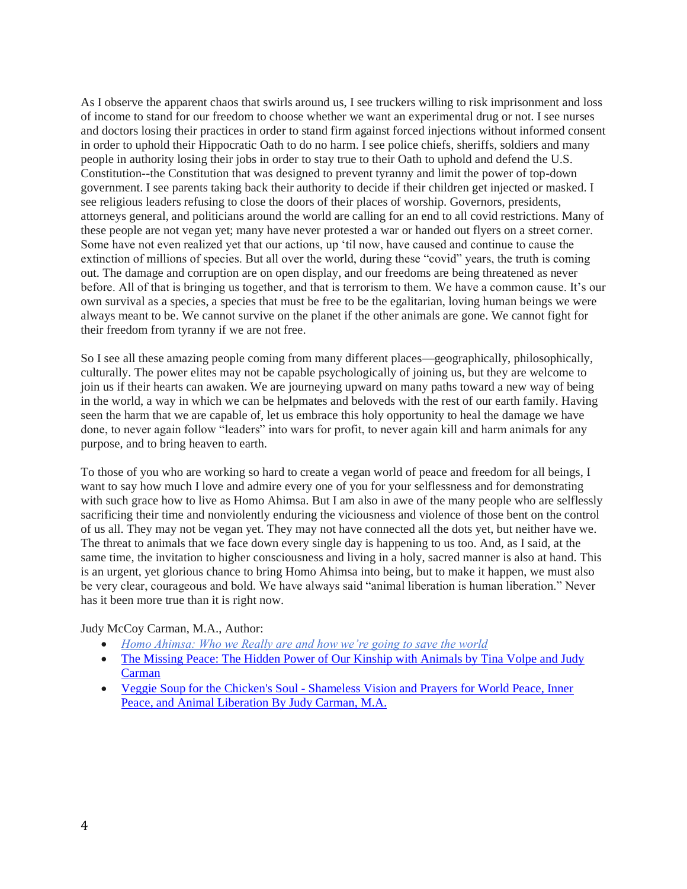As I observe the apparent chaos that swirls around us, I see truckers willing to risk imprisonment and loss of income to stand for our freedom to choose whether we want an experimental drug or not. I see nurses and doctors losing their practices in order to stand firm against forced injections without informed consent in order to uphold their Hippocratic Oath to do no harm. I see police chiefs, sheriffs, soldiers and many people in authority losing their jobs in order to stay true to their Oath to uphold and defend the U.S. Constitution--the Constitution that was designed to prevent tyranny and limit the power of top-down government. I see parents taking back their authority to decide if their children get injected or masked. I see religious leaders refusing to close the doors of their places of worship. Governors, presidents, attorneys general, and politicians around the world are calling for an end to all covid restrictions. Many of these people are not vegan yet; many have never protested a war or handed out flyers on a street corner. Some have not even realized yet that our actions, up 'til now, have caused and continue to cause the extinction of millions of species. But all over the world, during these "covid" years, the truth is coming out. The damage and corruption are on open display, and our freedoms are being threatened as never before. All of that is bringing us together, and that is terrorism to them. We have a common cause. It's our own survival as a species, a species that must be free to be the egalitarian, loving human beings we were always meant to be. We cannot survive on the planet if the other animals are gone. We cannot fight for their freedom from tyranny if we are not free.

So I see all these amazing people coming from many different places—geographically, philosophically, culturally. The power elites may not be capable psychologically of joining us, but they are welcome to join us if their hearts can awaken. We are journeying upward on many paths toward a new way of being in the world, a way in which we can be helpmates and beloveds with the rest of our earth family. Having seen the harm that we are capable of, let us embrace this holy opportunity to heal the damage we have done, to never again follow "leaders" into wars for profit, to never again kill and harm animals for any purpose, and to bring heaven to earth.

To those of you who are working so hard to create a vegan world of peace and freedom for all beings, I want to say how much I love and admire every one of you for your selflessness and for demonstrating with such grace how to live as Homo Ahimsa. But I am also in awe of the many people who are selflessly sacrificing their time and nonviolently enduring the viciousness and violence of those bent on the control of us all. They may not be vegan yet. They may not have connected all the dots yet, but neither have we. The threat to animals that we face down every single day is happening to us too. And, as I said, at the same time, the invitation to higher consciousness and living in a holy, sacred manner is also at hand. This is an urgent, yet glorious chance to bring Homo Ahimsa into being, but to make it happen, we must also be very clear, courageous and bold. We have always said "animal liberation is human liberation." Never has it been more true than it is right now.

Judy McCoy Carman, M.A., Author:

- *Homo Ahimsa: Who we Really are and how we're going to save the world*
- The Missing Peace: The Hidden Power of Our Kinship with Animals by Tina Volpe and Judy Carman
- Veggie Soup for the Chicken's Soul - Shameless Vision and Prayers for World Peace, Inner Peace, and Animal Liberation By Judy Carman, M.A.